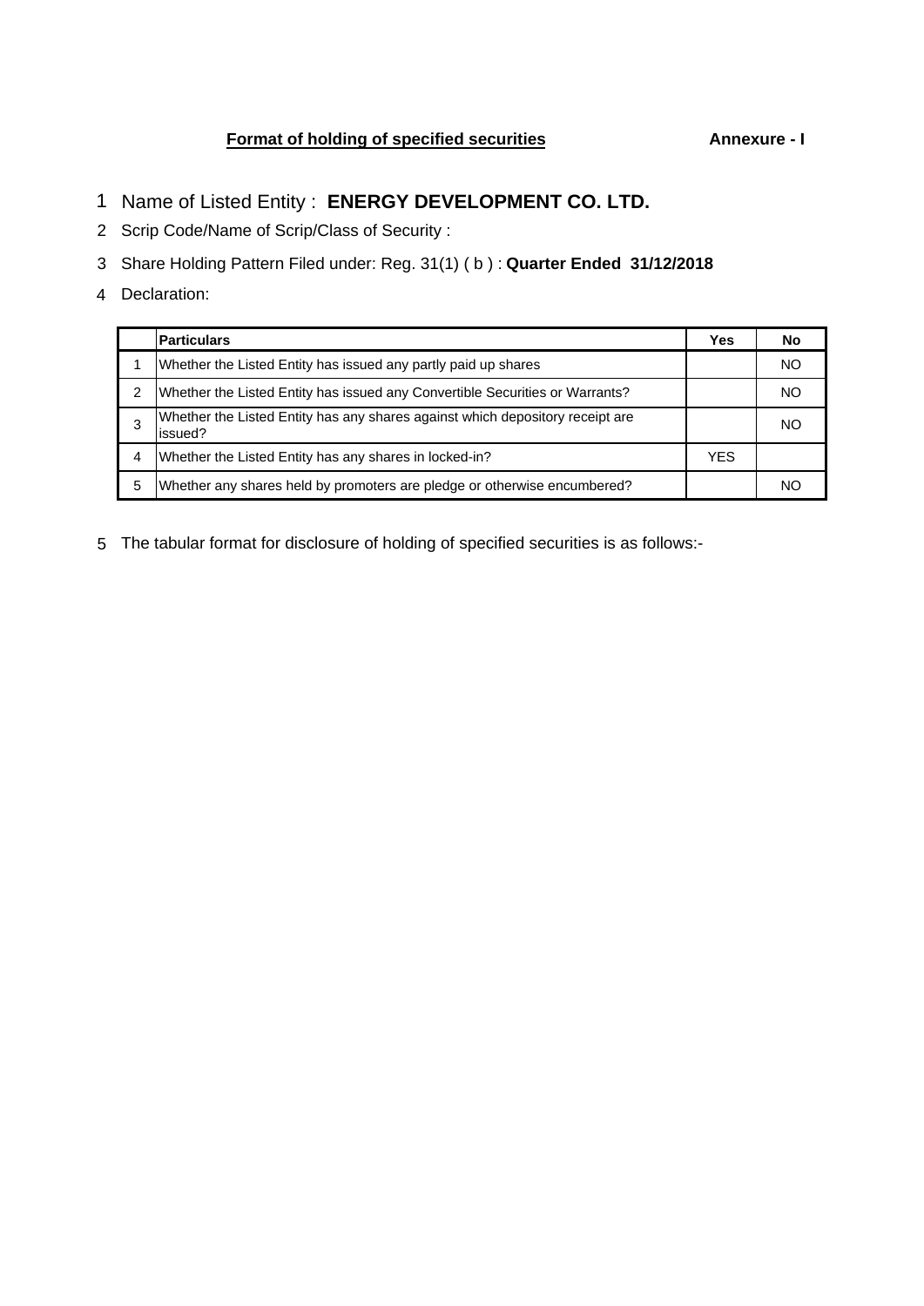**Format of holding of specified securities** **Annexure - I**

1 Name of Listed Entity : **ENERGY DEVELOPMENT CO. LTD.**

2 Scrip Code/Name of Scrip/Class of Security :

3 Share Holding Pattern Filed under: Reg. 31(1) ( b ) : **Quarter Ended 31/12/2018**

4 Declaration:

| | **Particulars** | **Yes** | **No** |
|---|---|---|---|
| 1 | Whether the Listed Entity has issued any partly paid up shares | | NO |
| 2 | Whether the Listed Entity has issued any Convertible Securities or Warrants? | | NO |
| 3 | Whether the Listed Entity has any shares against which depository receipt are issued? | | NO |
| 4 | Whether the Listed Entity has any shares in locked-in? | YES | |
| 5 | Whether any shares held by promoters are pledge or otherwise encumbered? | | NO |

5 The tabular format for disclosure of holding of specified securities is as follows:-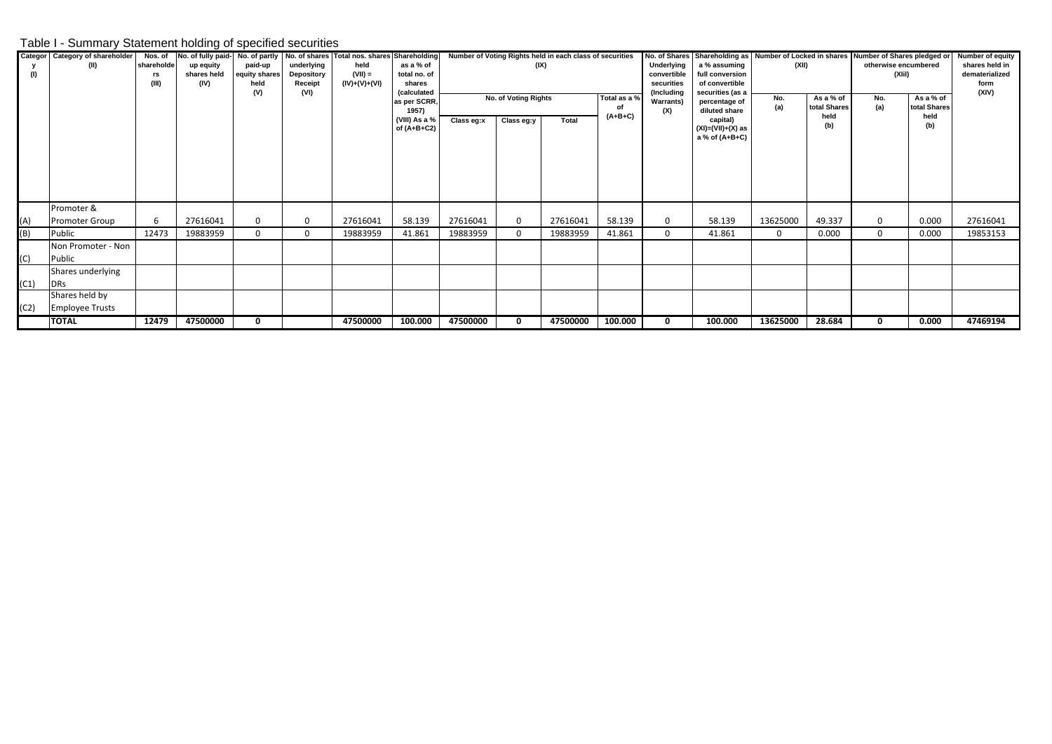## Table I - Summary Statement holding of specified securities

| Category (I) | Category of shareholder (II) | Nos. of shareholders (III) | No. of fully paid-up equity shares held (IV) | No. of partly paid-up equity shares held (V) | No. of shares underlying Depository Receipt (VI) | Total nos. shares held (VII) = (IV)+(V)+(VI) | Shareholding as a % of total no. of shares (calculated as per SCRR, 1957) (VIII) As a % of (A+B+C2) | Number of Voting Rights held in each class of securities (IX) | | | | No. of Shares Underlying convertible securities (Including Warrants) (X) | Shareholding as a % assuming full conversion of convertible securities (as a percentage of diluted share capital) (XI)=(VII)+(X) as a % of (A+B+C) | Number of Locked in shares (XII) | | Number of Shares pledged or otherwise encumbered (XIII) | | Number of equity shares held in dematerialized form (XIV) |
|---|---|---|---|---|---|---|---|---|---|---|---|---|---|---|---|---|---|---|
| | | | | | | | | No. of Voting Rights | | | Total as a % of (A+B+C) | | | No. (a) | As a % of total Shares held (b) | No. (a) | As a % of total Shares held (b) | |
| | | | | | | | | Class eg:x | Class eg:y | Total | | | | | | | | |
| (A) | Promoter & Promoter Group | 6 | 27616041 | 0 | 0 | 27616041 | 58.139 | 27616041 | 0 | 27616041 | 58.139 | 0 | 58.139 | 13625000 | 49.337 | 0 | 0.000 | 27616041 |
| (B) | Public | 12473 | 19883959 | 0 | 0 | 19883959 | 41.861 | 19883959 | 0 | 19883959 | 41.861 | 0 | 41.861 | 0 | 0.000 | 0 | 0.000 | 19853153 |
| (C) | Non Promoter - Non Public | | | | | | | | | | | | | | | | | |
| (C1) | Shares underlying DRs | | | | | | | | | | | | | | | | | |
| (C2) | Shares held by Employee Trusts | | | | | | | | | | | | | | | | | |
| | **TOTAL** | **12479** | **47500000** | **0** | | **47500000** | **100.000** | **47500000** | **0** | **47500000** | **100.000** | **0** | **100.000** | **13625000** | **28.684** | **0** | **0.000** | **47469194** |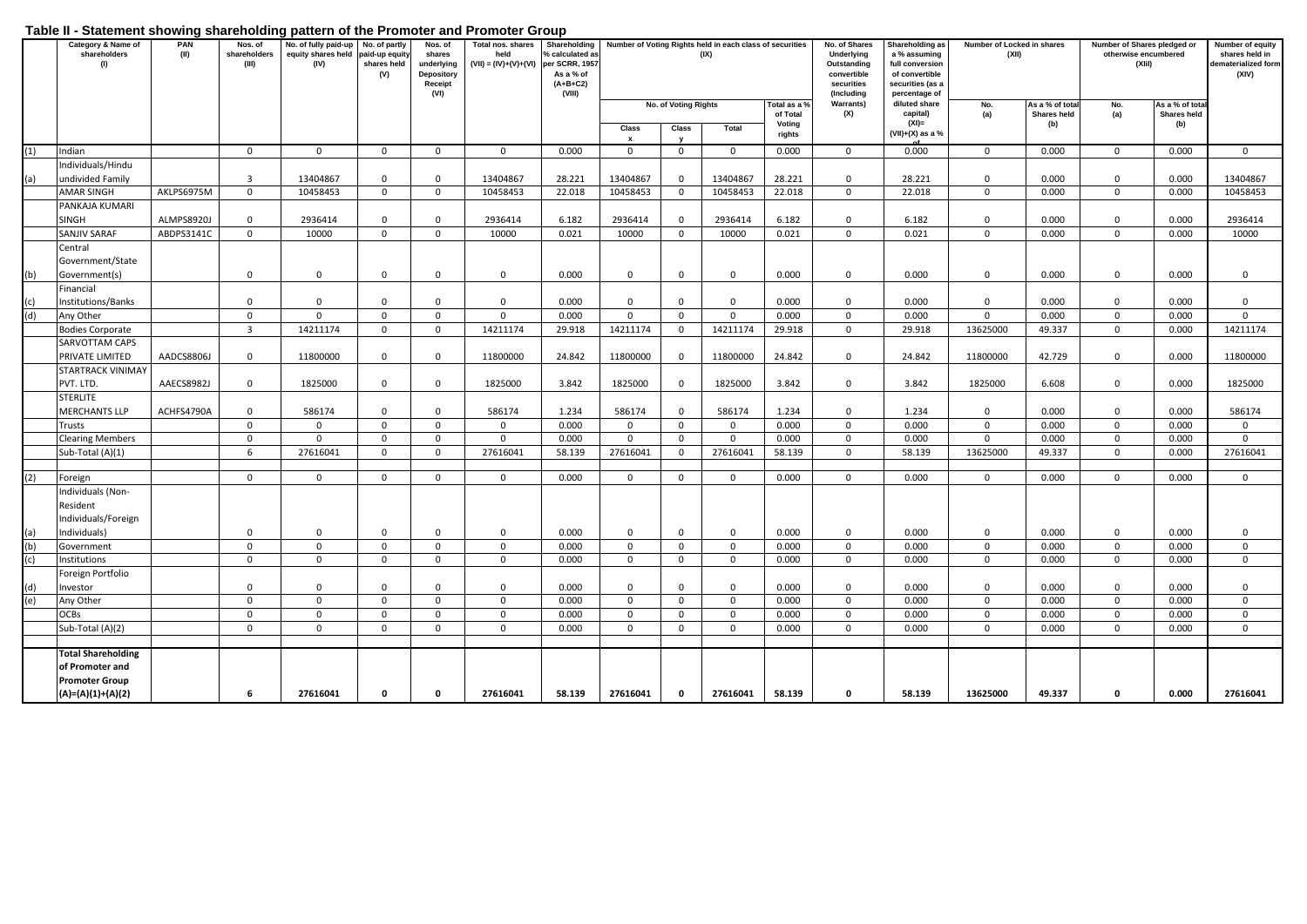## Table II - Statement showing shareholding pattern of the Promoter and Promoter Group

| | Category & Name of shareholders (I) | PAN (II) | Nos. of shareholders (III) | No. of fully paid-up equity shares held (IV) | No. of partly paid-up equity shares held (V) | Nos. of shares underlying Depository Receipt (VI) | Total nos. shares held (VII) = (IV)+(V)+(VI) | Shareholding % calculated as per SCRR, 1957 As a % of (A+B+C2) (VIII) | Number of Voting Rights held in each class of securities (IX) | | | | No. of Shares Underlying Outstanding convertible securities (Including Warrants) (X) | Shareholding as a % assuming full conversion of convertible securities (as a percentage of diluted share capital) (XI)= (VII)+(X) as a % of | Number of Locked in shares (XII) | | Number of Shares pledged or otherwise encumbered (XIII) | | Number of equity shares held in dematerialized form (XIV) |
|---|---|---|---|---|---|---|---|---|---|---|---|---|---|---|---|---|---|---|---|
| | | | | | | | | | No. of Voting Rights | | | Total as a % of Total Voting rights | | | No. (a) | As a % of total Shares held (b) | No. (a) | As a % of total Shares held (b) | |
| | | | | | | | | | Class x | Class y | Total | | | | | | | | |
| (1) | Indian | | 0 | 0 | 0 | 0 | 0 | 0.000 | 0 | 0 | 0 | 0.000 | 0 | 0.000 | 0 | 0.000 | 0 | 0.000 | 0 |
| (a) | Individuals/Hindu undivided Family | | 3 | 13404867 | 0 | 0 | 13404867 | 28.221 | 13404867 | 0 | 13404867 | 28.221 | 0 | 28.221 | 0 | 0.000 | 0 | 0.000 | 13404867 |
| | AMAR SINGH | AKLPS6975M | 0 | 10458453 | 0 | 0 | 10458453 | 22.018 | 10458453 | 0 | 10458453 | 22.018 | 0 | 22.018 | 0 | 0.000 | 0 | 0.000 | 10458453 |
| | PANKAJA KUMARI SINGH | ALMPS8920J | 0 | 2936414 | 0 | 0 | 2936414 | 6.182 | 2936414 | 0 | 2936414 | 6.182 | 0 | 6.182 | 0 | 0.000 | 0 | 0.000 | 2936414 |
| | SANJIV SARAF | ABDPS3141C | 0 | 10000 | 0 | 0 | 10000 | 0.021 | 10000 | 0 | 10000 | 0.021 | 0 | 0.021 | 0 | 0.000 | 0 | 0.000 | 10000 |
| (b) | Central Government/State Government(s) | | 0 | 0 | 0 | 0 | 0 | 0.000 | 0 | 0 | 0 | 0.000 | 0 | 0.000 | 0 | 0.000 | 0 | 0.000 | 0 |
| (c) | Financial Institutions/Banks | | 0 | 0 | 0 | 0 | 0 | 0.000 | 0 | 0 | 0 | 0.000 | 0 | 0.000 | 0 | 0.000 | 0 | 0.000 | 0 |
| (d) | Any Other | | 0 | 0 | 0 | 0 | 0 | 0.000 | 0 | 0 | 0 | 0.000 | 0 | 0.000 | 0 | 0.000 | 0 | 0.000 | 0 |
| | Bodies Corporate | | 3 | 14211174 | 0 | 0 | 14211174 | 29.918 | 14211174 | 0 | 14211174 | 29.918 | 0 | 29.918 | 13625000 | 49.337 | 0 | 0.000 | 14211174 |
| | SARVOTTAM CAPS PRIVATE LIMITED | AADCS8806J | 0 | 11800000 | 0 | 0 | 11800000 | 24.842 | 11800000 | 0 | 11800000 | 24.842 | 0 | 24.842 | 11800000 | 42.729 | 0 | 0.000 | 11800000 |
| | STARTRACK VINIMAY PVT. LTD. | AAECS8982J | 0 | 1825000 | 0 | 0 | 1825000 | 3.842 | 1825000 | 0 | 1825000 | 3.842 | 0 | 3.842 | 1825000 | 6.608 | 0 | 0.000 | 1825000 |
| | STERLITE MERCHANTS LLP | ACHFS4790A | 0 | 586174 | 0 | 0 | 586174 | 1.234 | 586174 | 0 | 586174 | 1.234 | 0 | 1.234 | 0 | 0.000 | 0 | 0.000 | 586174 |
| | Trusts | | 0 | 0 | 0 | 0 | 0 | 0.000 | 0 | 0 | 0 | 0.000 | 0 | 0.000 | 0 | 0.000 | 0 | 0.000 | 0 |
| | Clearing Members | | 0 | 0 | 0 | 0 | 0 | 0.000 | 0 | 0 | 0 | 0.000 | 0 | 0.000 | 0 | 0.000 | 0 | 0.000 | 0 |
| | Sub-Total (A)(1) | | 6 | 27616041 | 0 | 0 | 27616041 | 58.139 | 27616041 | 0 | 27616041 | 58.139 | 0 | 58.139 | 13625000 | 49.337 | 0 | 0.000 | 27616041 |
| (2) | Foreign | | 0 | 0 | 0 | 0 | 0 | 0.000 | 0 | 0 | 0 | 0.000 | 0 | 0.000 | 0 | 0.000 | 0 | 0.000 | 0 |
| (a) | Individuals (Non-Resident Individuals/Foreign Individuals) | | 0 | 0 | 0 | 0 | 0 | 0.000 | 0 | 0 | 0 | 0.000 | 0 | 0.000 | 0 | 0.000 | 0 | 0.000 | 0 |
| (b) | Government | | 0 | 0 | 0 | 0 | 0 | 0.000 | 0 | 0 | 0 | 0.000 | 0 | 0.000 | 0 | 0.000 | 0 | 0.000 | 0 |
| (c) | Institutions | | 0 | 0 | 0 | 0 | 0 | 0.000 | 0 | 0 | 0 | 0.000 | 0 | 0.000 | 0 | 0.000 | 0 | 0.000 | 0 |
| (d) | Foreign Portfolio Investor | | 0 | 0 | 0 | 0 | 0 | 0.000 | 0 | 0 | 0 | 0.000 | 0 | 0.000 | 0 | 0.000 | 0 | 0.000 | 0 |
| (e) | Any Other | | 0 | 0 | 0 | 0 | 0 | 0.000 | 0 | 0 | 0 | 0.000 | 0 | 0.000 | 0 | 0.000 | 0 | 0.000 | 0 |
| | OCBs | | 0 | 0 | 0 | 0 | 0 | 0.000 | 0 | 0 | 0 | 0.000 | 0 | 0.000 | 0 | 0.000 | 0 | 0.000 | 0 |
| | Sub-Total (A)(2) | | 0 | 0 | 0 | 0 | 0 | 0.000 | 0 | 0 | 0 | 0.000 | 0 | 0.000 | 0 | 0.000 | 0 | 0.000 | 0 |
| | **Total Shareholding of Promoter and Promoter Group (A)=(A)(1)+(A)(2)** | | **6** | **27616041** | **0** | **0** | **27616041** | **58.139** | **27616041** | **0** | **27616041** | **58.139** | **0** | **58.139** | **13625000** | **49.337** | **0** | **0.000** | **27616041** |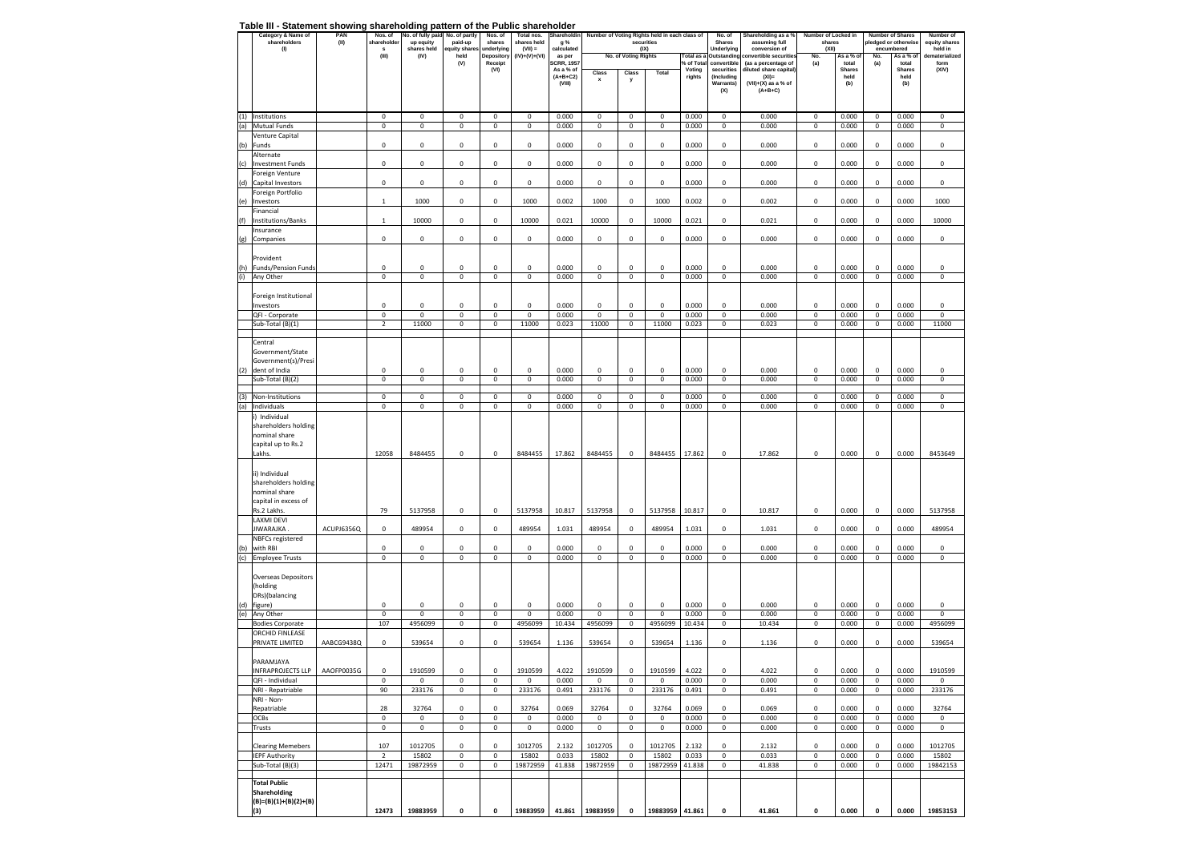## Table III - Statement showing shareholding pattern of the Public shareholder

| | Category & Name of shareholders (I) | PAN (II) | Nos. of shareholders (III) | No. of fully paid up equity shares held (IV) | No. of partly paid-up equity shares held (V) | Nos. of shares underlying Depository Receipt (VI) | Total nos. shares held (VII) = (IV)+(V)+(VI) | Shareholding % calculated as per SCRR, 1957 As a % of (A+B+C2) (VIII) | Number of Voting Rights held in each class of securities (IX) | | | | No. of Shares Underlying Outstanding convertible securities (Including Warrants) (X) | Shareholding as a % assuming full conversion of convertible securities (as a percentage of diluted share capital) (XI)= (VII)+(X) as a % of (A+B+C) | Number of Locked in shares (XII) | | Number of Shares pledged or otherwise encumbered | | Number of equity shares held in dematerialized form (XIV) |
|---|---|---|---|---|---|---|---|---|---|---|---|---|---|---|---|---|---|---|---|
| | | | | | | | | | No. of Voting Rights | | | Total as a % of Total Voting rights | | | No. (a) | As a % of total Shares held (b) | No. (a) | As a % of total Shares held (b) | |
| | | | | | | | | | Class x | Class y | Total | | | | | | | | |
| (1) | Institutions | | 0 | 0 | 0 | 0 | 0 | 0.000 | 0 | 0 | 0 | 0.000 | 0 | 0.000 | 0 | 0.000 | 0 | 0.000 | 0 |
| (a) | Mutual Funds | | 0 | 0 | 0 | 0 | 0 | 0.000 | 0 | 0 | 0 | 0.000 | 0 | 0.000 | 0 | 0.000 | 0 | 0.000 | 0 |
| (b) | Venture Capital Funds | | 0 | 0 | 0 | 0 | 0 | 0.000 | 0 | 0 | 0 | 0.000 | 0 | 0.000 | 0 | 0.000 | 0 | 0.000 | 0 |
| (c) | Alternate Investment Funds | | 0 | 0 | 0 | 0 | 0 | 0.000 | 0 | 0 | 0 | 0.000 | 0 | 0.000 | 0 | 0.000 | 0 | 0.000 | 0 |
| (d) | Foreign Venture Capital Investors | | 0 | 0 | 0 | 0 | 0 | 0.000 | 0 | 0 | 0 | 0.000 | 0 | 0.000 | 0 | 0.000 | 0 | 0.000 | 0 |
| (e) | Foreign Portfolio Investors | | 1 | 1000 | 0 | 0 | 1000 | 0.002 | 1000 | 0 | 1000 | 0.002 | 0 | 0.002 | 0 | 0.000 | 0 | 0.000 | 1000 |
| (f) | Financial Institutions/Banks | | 1 | 10000 | 0 | 0 | 10000 | 0.021 | 10000 | 0 | 10000 | 0.021 | 0 | 0.021 | 0 | 0.000 | 0 | 0.000 | 10000 |
| (g) | Insurance Companies | | 0 | 0 | 0 | 0 | 0 | 0.000 | 0 | 0 | 0 | 0.000 | 0 | 0.000 | 0 | 0.000 | 0 | 0.000 | 0 |
| (h) | Provident Funds/Pension Funds | | 0 | 0 | 0 | 0 | 0 | 0.000 | 0 | 0 | 0 | 0.000 | 0 | 0.000 | 0 | 0.000 | 0 | 0.000 | 0 |
| (i) | Any Other | | 0 | 0 | 0 | 0 | 0 | 0.000 | 0 | 0 | 0 | 0.000 | 0 | 0.000 | 0 | 0.000 | 0 | 0.000 | 0 |
| | Foreign Institutional Investors | | 0 | 0 | 0 | 0 | 0 | 0.000 | 0 | 0 | 0 | 0.000 | 0 | 0.000 | 0 | 0.000 | 0 | 0.000 | 0 |
| | QFI - Corporate | | 0 | 0 | 0 | 0 | 0 | 0.000 | 0 | 0 | 0 | 0.000 | 0 | 0.000 | 0 | 0.000 | 0 | 0.000 | 0 |
| | Sub-Total (B)(1) | | 2 | 11000 | 0 | 0 | 11000 | 0.023 | 11000 | 0 | 11000 | 0.023 | 0 | 0.023 | 0 | 0.000 | 0 | 0.000 | 11000 |
| (2) | Central Government/State Government(s)/President of India | | 0 | 0 | 0 | 0 | 0 | 0.000 | 0 | 0 | 0 | 0.000 | 0 | 0.000 | 0 | 0.000 | 0 | 0.000 | 0 |
| | Sub-Total (B)(2) | | 0 | 0 | 0 | 0 | 0 | 0.000 | 0 | 0 | 0 | 0.000 | 0 | 0.000 | 0 | 0.000 | 0 | 0.000 | 0 |
| (3) | Non-Institutions | | 0 | 0 | 0 | 0 | 0 | 0.000 | 0 | 0 | 0 | 0.000 | 0 | 0.000 | 0 | 0.000 | 0 | 0.000 | 0 |
| (a) | Individuals | | 0 | 0 | 0 | 0 | 0 | 0.000 | 0 | 0 | 0 | 0.000 | 0 | 0.000 | 0 | 0.000 | 0 | 0.000 | 0 |
| | i) Individual shareholders holding nominal share capital up to Rs.2 Lakhs. | | 12058 | 8484455 | 0 | 0 | 8484455 | 17.862 | 8484455 | 0 | 8484455 | 17.862 | 0 | 17.862 | 0 | 0.000 | 0 | 0.000 | 8453649 |
| | ii) Individual shareholders holding nominal share capital in excess of Rs.2 Lakhs. | | 79 | 5137958 | 0 | 0 | 5137958 | 10.817 | 5137958 | 0 | 5137958 | 10.817 | 0 | 10.817 | 0 | 0.000 | 0 | 0.000 | 5137958 |
| | LAXMI DEVI JIWARAJKA . | ACUPJ6356Q | 0 | 489954 | 0 | 0 | 489954 | 1.031 | 489954 | 0 | 489954 | 1.031 | 0 | 1.031 | 0 | 0.000 | 0 | 0.000 | 489954 |
| (b) | NBFCs registered with RBI | | 0 | 0 | 0 | 0 | 0 | 0.000 | 0 | 0 | 0 | 0.000 | 0 | 0.000 | 0 | 0.000 | 0 | 0.000 | 0 |
| (c) | Employee Trusts | | 0 | 0 | 0 | 0 | 0 | 0.000 | 0 | 0 | 0 | 0.000 | 0 | 0.000 | 0 | 0.000 | 0 | 0.000 | 0 |
| (d) | Overseas Depositors (holding DRs)(balancing figure) | | 0 | 0 | 0 | 0 | 0 | 0.000 | 0 | 0 | 0 | 0.000 | 0 | 0.000 | 0 | 0.000 | 0 | 0.000 | 0 |
| (e) | Any Other | | 0 | 0 | 0 | 0 | 0 | 0.000 | 0 | 0 | 0 | 0.000 | 0 | 0.000 | 0 | 0.000 | 0 | 0.000 | 0 |
| | Bodies Corporate | | 107 | 4956099 | 0 | 0 | 4956099 | 10.434 | 4956099 | 0 | 4956099 | 10.434 | 0 | 10.434 | 0 | 0.000 | 0 | 0.000 | 4956099 |
| | ORCHID FINLEASE PRIVATE LIMITED | AABCG9438Q | 0 | 539654 | 0 | 0 | 539654 | 1.136 | 539654 | 0 | 539654 | 1.136 | 0 | 1.136 | 0 | 0.000 | 0 | 0.000 | 539654 |
| | PARAMJAYA INFRAPROJECTS LLP | AAOFP0035G | 0 | 1910599 | 0 | 0 | 1910599 | 4.022 | 1910599 | 0 | 1910599 | 4.022 | 0 | 4.022 | 0 | 0.000 | 0 | 0.000 | 1910599 |
| | QFI - Individual | | 0 | 0 | 0 | 0 | 0 | 0.000 | 0 | 0 | 0 | 0.000 | 0 | 0.000 | 0 | 0.000 | 0 | 0.000 | 0 |
| | NRI - Repatriable | | 90 | 233176 | 0 | 0 | 233176 | 0.491 | 233176 | 0 | 233176 | 0.491 | 0 | 0.491 | 0 | 0.000 | 0 | 0.000 | 233176 |
| | NRI - Non-Repatriable | | 28 | 32764 | 0 | 0 | 32764 | 0.069 | 32764 | 0 | 32764 | 0.069 | 0 | 0.069 | 0 | 0.000 | 0 | 0.000 | 32764 |
| | OCBs | | 0 | 0 | 0 | 0 | 0 | 0.000 | 0 | 0 | 0 | 0.000 | 0 | 0.000 | 0 | 0.000 | 0 | 0.000 | 0 |
| | Trusts | | 0 | 0 | 0 | 0 | 0 | 0.000 | 0 | 0 | 0 | 0.000 | 0 | 0.000 | 0 | 0.000 | 0 | 0.000 | 0 |
| | Clearing Memebers | | 107 | 1012705 | 0 | 0 | 1012705 | 2.132 | 1012705 | 0 | 1012705 | 2.132 | 0 | 2.132 | 0 | 0.000 | 0 | 0.000 | 1012705 |
| | IEPF Authority | | 2 | 15802 | 0 | 0 | 15802 | 0.033 | 15802 | 0 | 15802 | 0.033 | 0 | 0.033 | 0 | 0.000 | 0 | 0.000 | 15802 |
| | Sub-Total (B)(3) | | 12471 | 19872959 | 0 | 0 | 19872959 | 41.838 | 19872959 | 0 | 19872959 | 41.838 | 0 | 41.838 | 0 | 0.000 | 0 | 0.000 | 19842153 |
| | **Total Public Shareholding (B)=(B)(1)+(B)(2)+(B)(3)** | | **12473** | **19883959** | **0** | **0** | **19883959** | **41.861** | **19883959** | **0** | **19883959** | **41.861** | **0** | **41.861** | **0** | **0.000** | **0** | **0.000** | **19853153** |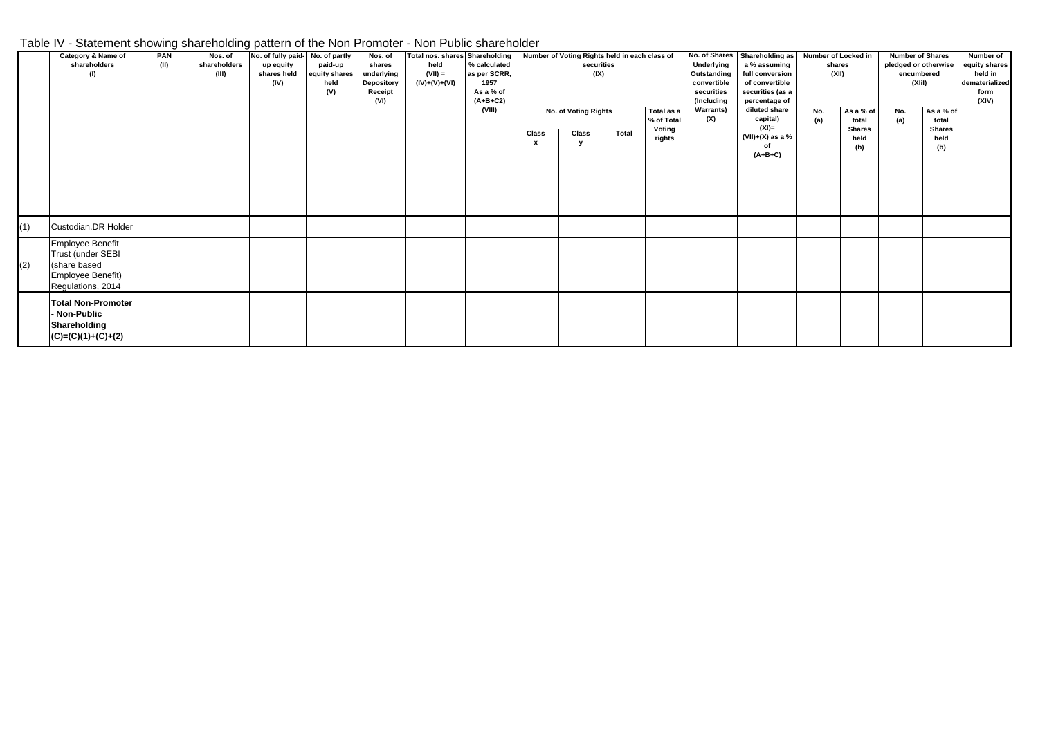Table IV - Statement showing shareholding pattern of the Non Promoter - Non Public shareholder

| | Category & Name of shareholders (I) | PAN (II) | Nos. of shareholders (III) | No. of fully paid-up equity shares held (IV) | No. of partly paid-up equity shares held (V) | Nos. of shares underlying Depository Receipt (VI) | Total nos. shares held (VII) = (IV)+(V)+(VI) | Shareholding % calculated as per SCRR, 1957 As a % of (A+B+C2) (VIII) | Number of Voting Rights held in each class of securities (IX) | | | | No. of Shares Underlying Outstanding convertible securities (Including Warrants) (X) | Shareholding as a % assuming full conversion of convertible securities (as a percentage of diluted share capital) (XI)= (VII)+(X) as a % of (A+B+C) | Number of Locked in shares (XII) | | Number of Shares pledged or otherwise encumbered (XIII) | | Number of equity shares held in dematerialized form (XIV) |
|---|---|---|---|---|---|---|---|---|---|---|---|---|---|---|---|---|---|---|---|
| | | | | | | | | | No. of Voting Rights | | | Total as a % of Total Voting rights | | | No. (a) | As a % of total Shares held (b) | No. (a) | As a % of total Shares held (b) | |
| | | | | | | | | | Class x | Class y | Total | | | | | | | | |
| (1) | Custodian.DR Holder | | | | | | | | | | | | | | | | | | |
| (2) | Employee Benefit Trust (under SEBI (share based Employee Benefit) Regulations, 2014 | | | | | | | | | | | | | | | | | | |
| | **Total Non-Promoter - Non-Public Shareholding (C)=(C)(1)+(C)+(2)** | | | | | | | | | | | | | | | | | | |